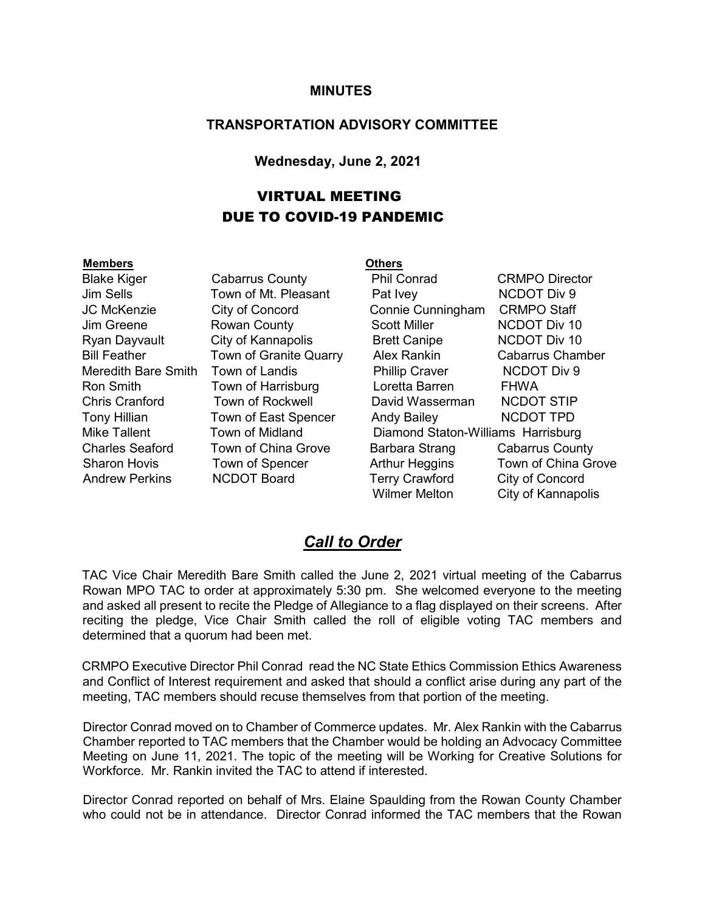**MINUTES**

**TRANSPORTATION ADVISORY COMMITTEE**

**Wednesday, June 2, 2021**

# VIRTUAL MEETING DUE TO COVID-19 PANDEMIC

| **Members** | | **Others** | |
|---|---|---|---|
| Blake Kiger | Cabarrus County | Phil Conrad | CRMPO Director |
| Jim Sells | Town of Mt. Pleasant | Pat Ivey | NCDOT Div 9 |
| JC McKenzie | City of Concord | Connie Cunningham | CRMPO Staff |
| Jim Greene | Rowan County | Scott Miller | NCDOT Div 10 |
| Ryan Dayvault | City of Kannapolis | Brett Canipe | NCDOT Div 10 |
| Bill Feather | Town of Granite Quarry | Alex Rankin | Cabarrus Chamber |
| Meredith Bare Smith | Town of Landis | Phillip Craver | NCDOT Div 9 |
| Ron Smith | Town of Harrisburg | Loretta Barren | FHWA |
| Chris Cranford | Town of Rockwell | David Wasserman | NCDOT STIP |
| Tony Hillian | Town of East Spencer | Andy Bailey | NCDOT TPD |
| Mike Tallent | Town of Midland | Diamond Staton-Williams | Harrisburg |
| Charles Seaford | Town of China Grove | Barbara Strang | Cabarrus County |
| Sharon Hovis | Town of Spencer | Arthur Heggins | Town of China Grove |
| Andrew Perkins | NCDOT Board | Terry Crawford | City of Concord |
| | | Wilmer Melton | City of Kannapolis |

## *Call to Order*

TAC Vice Chair Meredith Bare Smith called the June 2, 2021 virtual meeting of the Cabarrus Rowan MPO TAC to order at approximately 5:30 pm. She welcomed everyone to the meeting and asked all present to recite the Pledge of Allegiance to a flag displayed on their screens. After reciting the pledge, Vice Chair Smith called the roll of eligible voting TAC members and determined that a quorum had been met.

CRMPO Executive Director Phil Conrad read the NC State Ethics Commission Ethics Awareness and Conflict of Interest requirement and asked that should a conflict arise during any part of the meeting, TAC members should recuse themselves from that portion of the meeting.

Director Conrad moved on to Chamber of Commerce updates. Mr. Alex Rankin with the Cabarrus Chamber reported to TAC members that the Chamber would be holding an Advocacy Committee Meeting on June 11, 2021. The topic of the meeting will be Working for Creative Solutions for Workforce. Mr. Rankin invited the TAC to attend if interested.

Director Conrad reported on behalf of Mrs. Elaine Spaulding from the Rowan County Chamber who could not be in attendance. Director Conrad informed the TAC members that the Rowan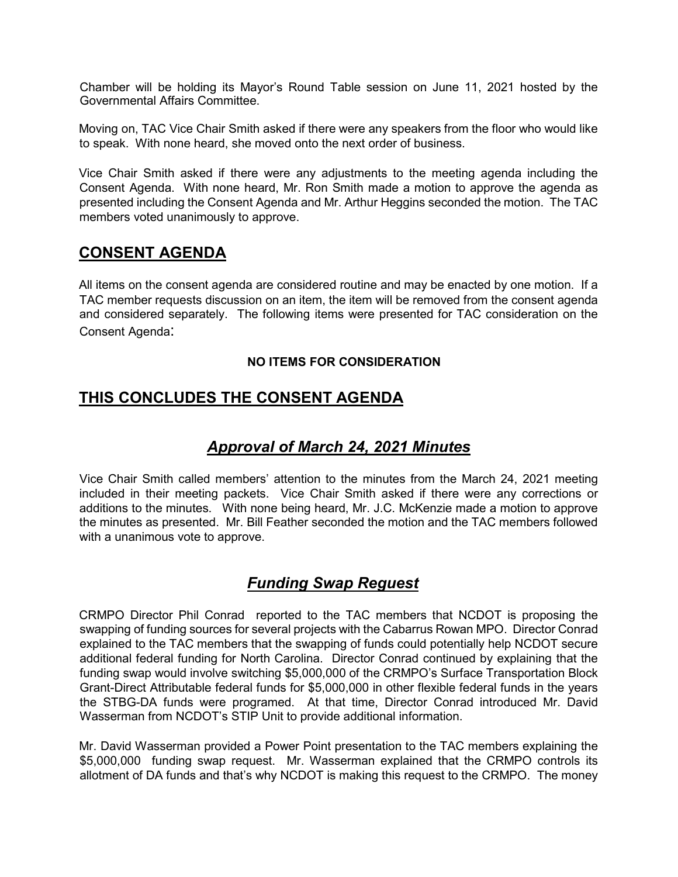Chamber will be holding its Mayor's Round Table session on June 11, 2021 hosted by the Governmental Affairs Committee.

Moving on, TAC Vice Chair Smith asked if there were any speakers from the floor who would like to speak. With none heard, she moved onto the next order of business.

Vice Chair Smith asked if there were any adjustments to the meeting agenda including the Consent Agenda. With none heard, Mr. Ron Smith made a motion to approve the agenda as presented including the Consent Agenda and Mr. Arthur Heggins seconded the motion. The TAC members voted unanimously to approve.

## CONSENT AGENDA

All items on the consent agenda are considered routine and may be enacted by one motion. If a TAC member requests discussion on an item, the item will be removed from the consent agenda and considered separately. The following items were presented for TAC consideration on the Consent Agenda:

**NO ITEMS FOR CONSIDERATION**

## THIS CONCLUDES THE CONSENT AGENDA

## *Approval of March 24, 2021 Minutes*

Vice Chair Smith called members' attention to the minutes from the March 24, 2021 meeting included in their meeting packets. Vice Chair Smith asked if there were any corrections or additions to the minutes. With none being heard, Mr. J.C. McKenzie made a motion to approve the minutes as presented. Mr. Bill Feather seconded the motion and the TAC members followed with a unanimous vote to approve.

## *Funding Swap Request*

CRMPO Director Phil Conrad reported to the TAC members that NCDOT is proposing the swapping of funding sources for several projects with the Cabarrus Rowan MPO. Director Conrad explained to the TAC members that the swapping of funds could potentially help NCDOT secure additional federal funding for North Carolina. Director Conrad continued by explaining that the funding swap would involve switching $5,000,000 of the CRMPO's Surface Transportation Block Grant-Direct Attributable federal funds for $5,000,000 in other flexible federal funds in the years the STBG-DA funds were programed. At that time, Director Conrad introduced Mr. David Wasserman from NCDOT's STIP Unit to provide additional information.

Mr. David Wasserman provided a Power Point presentation to the TAC members explaining the $5,000,000 funding swap request. Mr. Wasserman explained that the CRMPO controls its allotment of DA funds and that's why NCDOT is making this request to the CRMPO. The money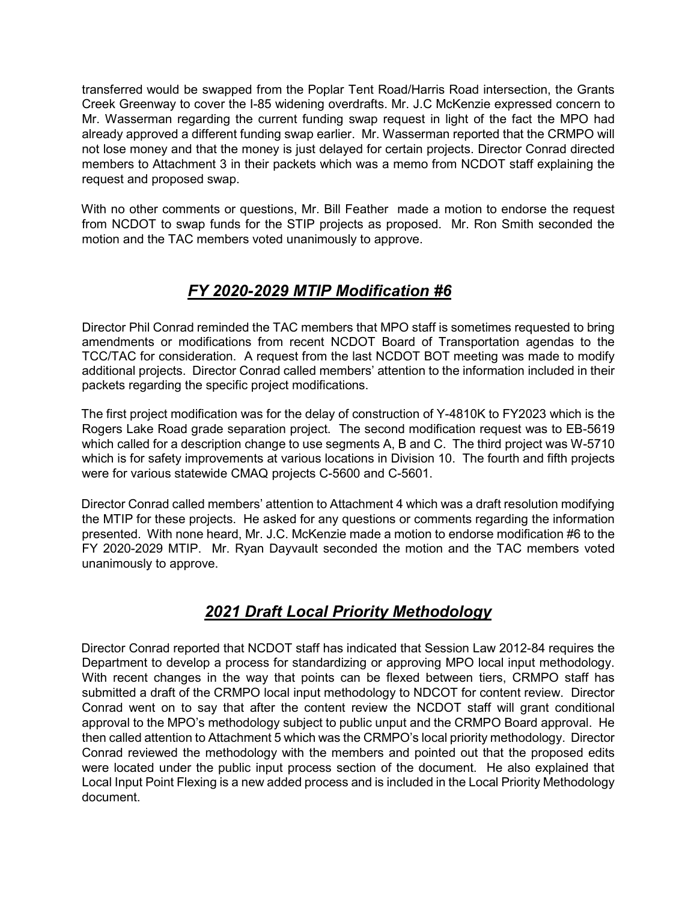transferred would be swapped from the Poplar Tent Road/Harris Road intersection, the Grants Creek Greenway to cover the I-85 widening overdrafts. Mr. J.C McKenzie expressed concern to Mr. Wasserman regarding the current funding swap request in light of the fact the MPO had already approved a different funding swap earlier. Mr. Wasserman reported that the CRMPO will not lose money and that the money is just delayed for certain projects. Director Conrad directed members to Attachment 3 in their packets which was a memo from NCDOT staff explaining the request and proposed swap.

With no other comments or questions, Mr. Bill Feather made a motion to endorse the request from NCDOT to swap funds for the STIP projects as proposed. Mr. Ron Smith seconded the motion and the TAC members voted unanimously to approve.

## ***FY 2020-2029 MTIP Modification #6***

Director Phil Conrad reminded the TAC members that MPO staff is sometimes requested to bring amendments or modifications from recent NCDOT Board of Transportation agendas to the TCC/TAC for consideration. A request from the last NCDOT BOT meeting was made to modify additional projects. Director Conrad called members' attention to the information included in their packets regarding the specific project modifications.

The first project modification was for the delay of construction of Y-4810K to FY2023 which is the Rogers Lake Road grade separation project. The second modification request was to EB-5619 which called for a description change to use segments A, B and C. The third project was W-5710 which is for safety improvements at various locations in Division 10. The fourth and fifth projects were for various statewide CMAQ projects C-5600 and C-5601.

Director Conrad called members' attention to Attachment 4 which was a draft resolution modifying the MTIP for these projects. He asked for any questions or comments regarding the information presented. With none heard, Mr. J.C. McKenzie made a motion to endorse modification #6 to the FY 2020-2029 MTIP. Mr. Ryan Dayvault seconded the motion and the TAC members voted unanimously to approve.

## ***2021 Draft Local Priority Methodology***

Director Conrad reported that NCDOT staff has indicated that Session Law 2012-84 requires the Department to develop a process for standardizing or approving MPO local input methodology. With recent changes in the way that points can be flexed between tiers, CRMPO staff has submitted a draft of the CRMPO local input methodology to NDCOT for content review. Director Conrad went on to say that after the content review the NCDOT staff will grant conditional approval to the MPO's methodology subject to public unput and the CRMPO Board approval. He then called attention to Attachment 5 which was the CRMPO's local priority methodology. Director Conrad reviewed the methodology with the members and pointed out that the proposed edits were located under the public input process section of the document. He also explained that Local Input Point Flexing is a new added process and is included in the Local Priority Methodology document.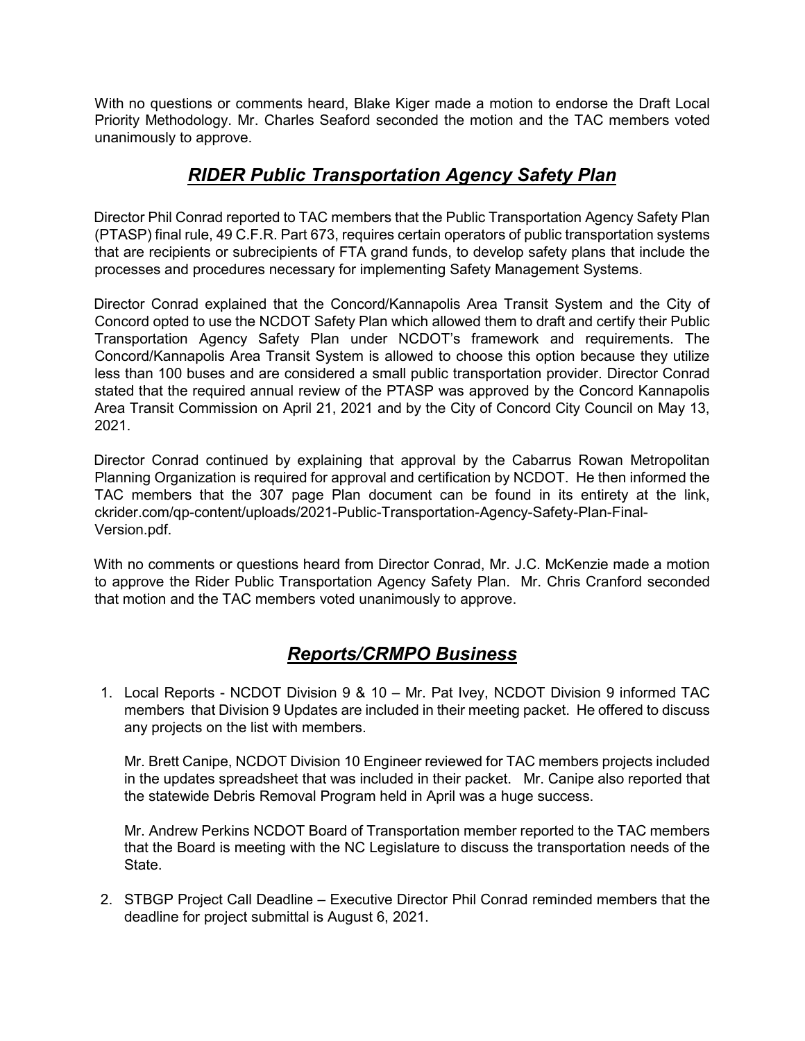With no questions or comments heard, Blake Kiger made a motion to endorse the Draft Local Priority Methodology. Mr. Charles Seaford seconded the motion and the TAC members voted unanimously to approve.

## ***RIDER Public Transportation Agency Safety Plan***

Director Phil Conrad reported to TAC members that the Public Transportation Agency Safety Plan (PTASP) final rule, 49 C.F.R. Part 673, requires certain operators of public transportation systems that are recipients or subrecipients of FTA grand funds, to develop safety plans that include the processes and procedures necessary for implementing Safety Management Systems.

Director Conrad explained that the Concord/Kannapolis Area Transit System and the City of Concord opted to use the NCDOT Safety Plan which allowed them to draft and certify their Public Transportation Agency Safety Plan under NCDOT's framework and requirements. The Concord/Kannapolis Area Transit System is allowed to choose this option because they utilize less than 100 buses and are considered a small public transportation provider. Director Conrad stated that the required annual review of the PTASP was approved by the Concord Kannapolis Area Transit Commission on April 21, 2021 and by the City of Concord City Council on May 13, 2021.

Director Conrad continued by explaining that approval by the Cabarrus Rowan Metropolitan Planning Organization is required for approval and certification by NCDOT. He then informed the TAC members that the 307 page Plan document can be found in its entirety at the link, ckrider.com/qp-content/uploads/2021-Public-Transportation-Agency-Safety-Plan-Final-Version.pdf.

With no comments or questions heard from Director Conrad, Mr. J.C. McKenzie made a motion to approve the Rider Public Transportation Agency Safety Plan. Mr. Chris Cranford seconded that motion and the TAC members voted unanimously to approve.

## ***Reports/CRMPO Business***

1. Local Reports - NCDOT Division 9 & 10 – Mr. Pat Ivey, NCDOT Division 9 informed TAC members that Division 9 Updates are included in their meeting packet. He offered to discuss any projects on the list with members.

   Mr. Brett Canipe, NCDOT Division 10 Engineer reviewed for TAC members projects included in the updates spreadsheet that was included in their packet. Mr. Canipe also reported that the statewide Debris Removal Program held in April was a huge success.

   Mr. Andrew Perkins NCDOT Board of Transportation member reported to the TAC members that the Board is meeting with the NC Legislature to discuss the transportation needs of the State.

2. STBGP Project Call Deadline – Executive Director Phil Conrad reminded members that the deadline for project submittal is August 6, 2021.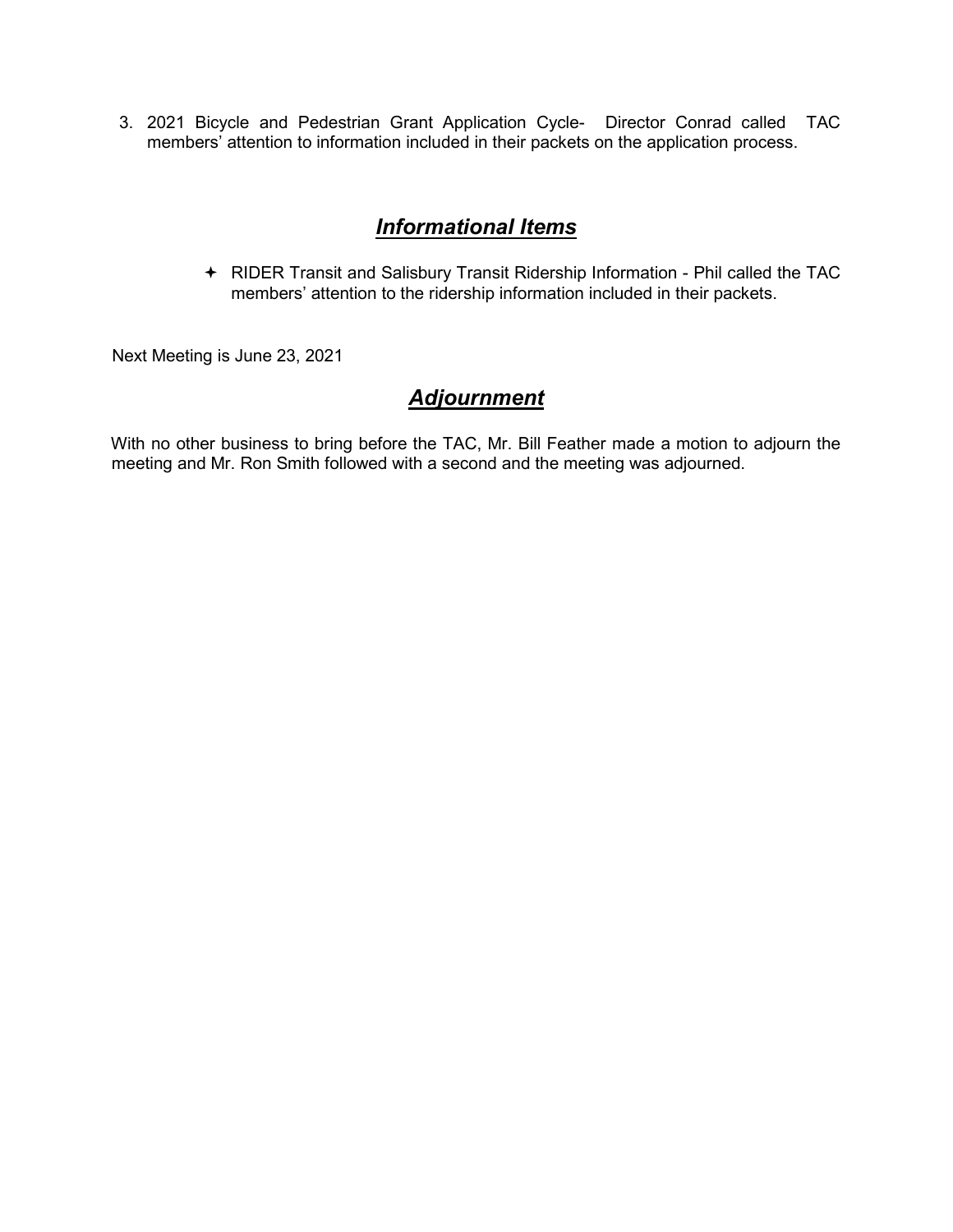3. 2021 Bicycle and Pedestrian Grant Application Cycle- Director Conrad called TAC members' attention to information included in their packets on the application process.

## ***Informational Items***

- RIDER Transit and Salisbury Transit Ridership Information - Phil called the TAC members' attention to the ridership information included in their packets.

Next Meeting is June 23, 2021

## ***Adjournment***

With no other business to bring before the TAC, Mr. Bill Feather made a motion to adjourn the meeting and Mr. Ron Smith followed with a second and the meeting was adjourned.